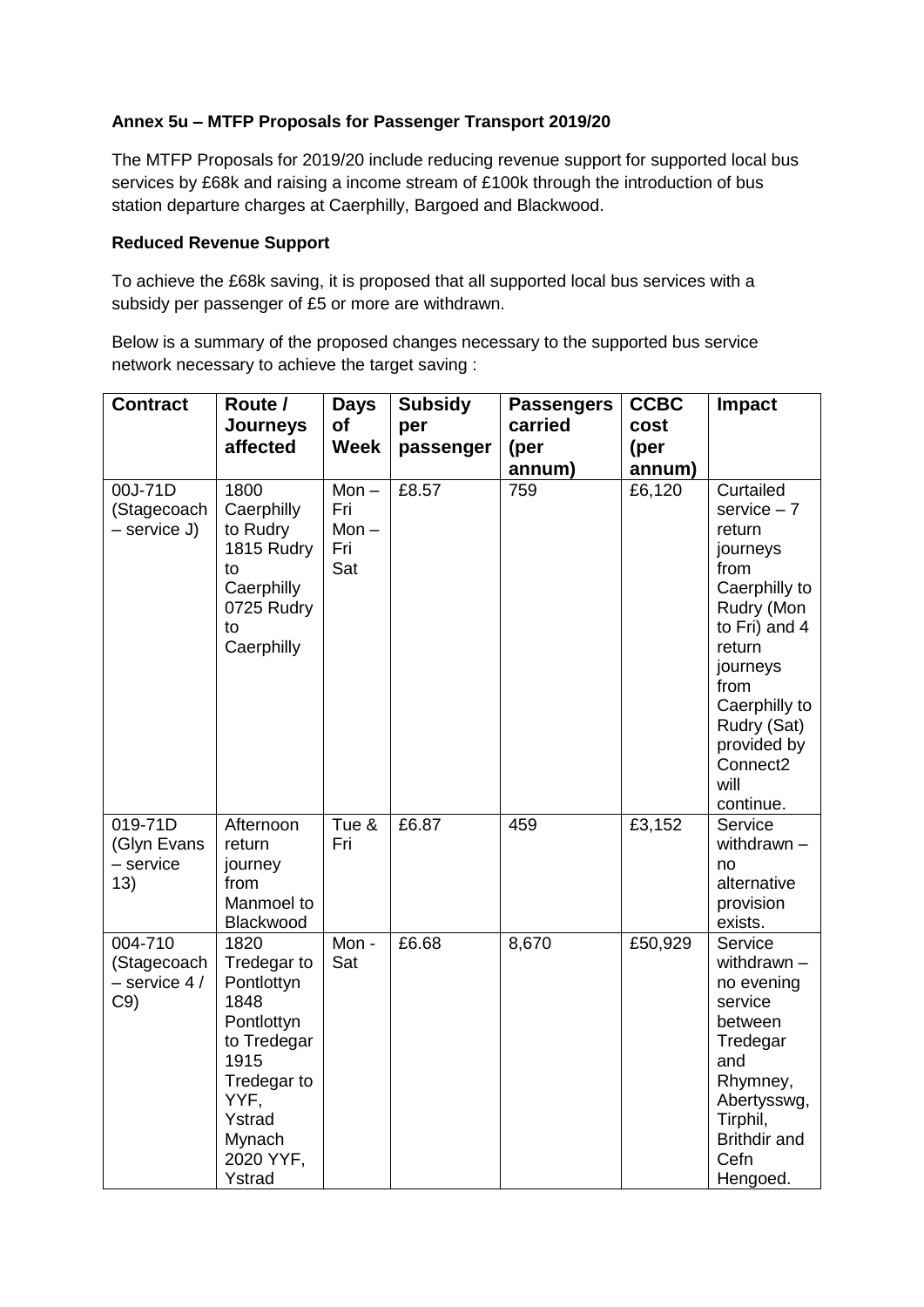**Annex 5u – MTFP Proposals for Passenger Transport 2019/20**

The MTFP Proposals for 2019/20 include reducing revenue support for supported local bus services by £68k and raising a income stream of £100k through the introduction of bus station departure charges at Caerphilly, Bargoed and Blackwood.

**Reduced Revenue Support**

To achieve the £68k saving, it is proposed that all supported local bus services with a subsidy per passenger of £5 or more are withdrawn.

Below is a summary of the proposed changes necessary to the supported bus service network necessary to achieve the target saving :

| Contract | Route / Journeys affected | Days of Week | Subsidy per passenger | Passengers carried (per annum) | CCBC cost (per annum) | Impact |
|---|---|---|---|---|---|---|
| 00J-71D (Stagecoach – service J) | 1800 Caerphilly to Rudry<br>1815 Rudry to Caerphilly<br>0725 Rudry to Caerphilly | Mon – Fri<br>Mon – Fri<br>Sat | £8.57 | 759 | £6,120 | Curtailed service – 7 return journeys from Caerphilly to Rudry (Mon to Fri) and 4 return journeys from Caerphilly to Rudry (Sat) provided by Connect2 will continue. |
| 019-71D (Glyn Evans – service 13) | Afternoon return journey from Manmoel to Blackwood | Tue & Fri | £6.87 | 459 | £3,152 | Service withdrawn – no alternative provision exists. |
| 004-710 (Stagecoach – service 4 / C9) | 1820 Tredegar to Pontlottyn<br>1848 Pontlottyn to Tredegar<br>1915 Tredegar to YYF, Ystrad Mynach<br>2020 YYF, Ystrad | Mon - Sat | £6.68 | 8,670 | £50,929 | Service withdrawn – no evening service between Tredegar and Rhymney, Abertysswg, Tirphil, Brithdir and Cefn Hengoed. |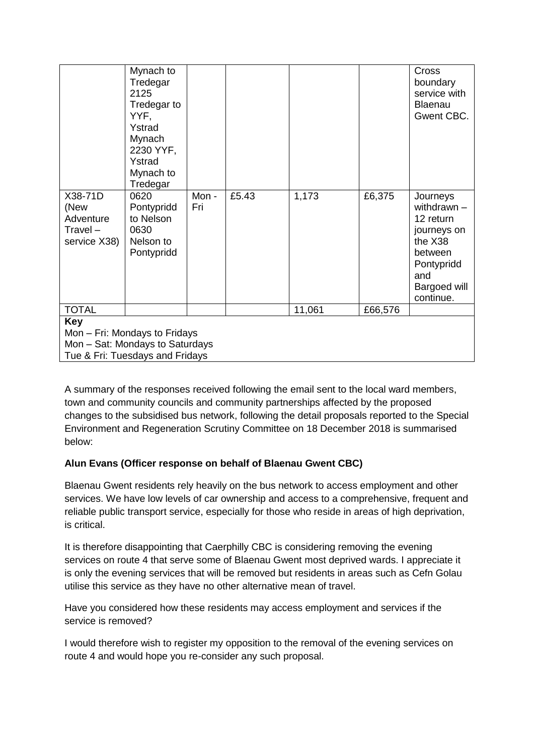| | | | | | | |
|---|---|---|---|---|---|---|
| | Mynach to Tredegar 2125 Tredegar to YYF, Ystrad Mynach 2230 YYF, Ystrad Mynach to Tredegar | | | | | Cross boundary service with Blaenau Gwent CBC. |
| X38-71D (New Adventure Travel – service X38) | 0620 Pontypridd to Nelson 0630 Nelson to Pontypridd | Mon - Fri | £5.43 | 1,173 | £6,375 | Journeys withdrawn – 12 return journeys on the X38 between Pontypridd and Bargoed will continue. |
| TOTAL | | | | 11,061 | £66,576 | |

**Key**
Mon – Fri: Mondays to Fridays
Mon – Sat: Mondays to Saturdays
Tue & Fri: Tuesdays and Fridays

A summary of the responses received following the email sent to the local ward members, town and community councils and community partnerships affected by the proposed changes to the subsidised bus network, following the detail proposals reported to the Special Environment and Regeneration Scrutiny Committee on 18 December 2018 is summarised below:

**Alun Evans (Officer response on behalf of Blaenau Gwent CBC)**

Blaenau Gwent residents rely heavily on the bus network to access employment and other services. We have low levels of car ownership and access to a comprehensive, frequent and reliable public transport service, especially for those who reside in areas of high deprivation, is critical.

It is therefore disappointing that Caerphilly CBC is considering removing the evening services on route 4 that serve some of Blaenau Gwent most deprived wards. I appreciate it is only the evening services that will be removed but residents in areas such as Cefn Golau utilise this service as they have no other alternative mean of travel.

Have you considered how these residents may access employment and services if the service is removed?

I would therefore wish to register my opposition to the removal of the evening services on route 4 and would hope you re-consider any such proposal.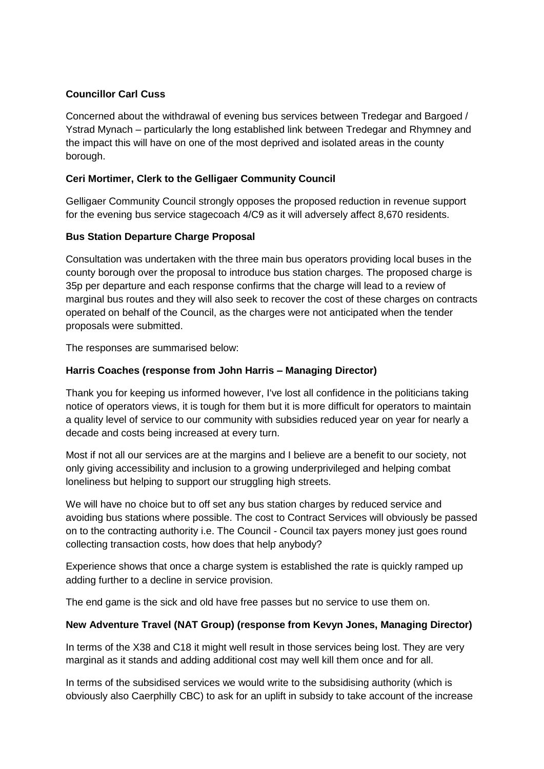**Councillor Carl Cuss**

Concerned about the withdrawal of evening bus services between Tredegar and Bargoed / Ystrad Mynach – particularly the long established link between Tredegar and Rhymney and the impact this will have on one of the most deprived and isolated areas in the county borough.

**Ceri Mortimer, Clerk to the Gelligaer Community Council**

Gelligaer Community Council strongly opposes the proposed reduction in revenue support for the evening bus service stagecoach 4/C9 as it will adversely affect 8,670 residents.

**Bus Station Departure Charge Proposal**

Consultation was undertaken with the three main bus operators providing local buses in the county borough over the proposal to introduce bus station charges. The proposed charge is 35p per departure and each response confirms that the charge will lead to a review of marginal bus routes and they will also seek to recover the cost of these charges on contracts operated on behalf of the Council, as the charges were not anticipated when the tender proposals were submitted.

The responses are summarised below:

**Harris Coaches (response from John Harris – Managing Director)**

Thank you for keeping us informed however, I've lost all confidence in the politicians taking notice of operators views, it is tough for them but it is more difficult for operators to maintain a quality level of service to our community with subsidies reduced year on year for nearly a decade and costs being increased at every turn.

Most if not all our services are at the margins and I believe are a benefit to our society, not only giving accessibility and inclusion to a growing underprivileged and helping combat loneliness but helping to support our struggling high streets.

We will have no choice but to off set any bus station charges by reduced service and avoiding bus stations where possible. The cost to Contract Services will obviously be passed on to the contracting authority i.e. The Council - Council tax payers money just goes round collecting transaction costs, how does that help anybody?

Experience shows that once a charge system is established the rate is quickly ramped up adding further to a decline in service provision.

The end game is the sick and old have free passes but no service to use them on.

**New Adventure Travel (NAT Group) (response from Kevyn Jones, Managing Director)**

In terms of the X38 and C18 it might well result in those services being lost. They are very marginal as it stands and adding additional cost may well kill them once and for all.

In terms of the subsidised services we would write to the subsidising authority (which is obviously also Caerphilly CBC) to ask for an uplift in subsidy to take account of the increase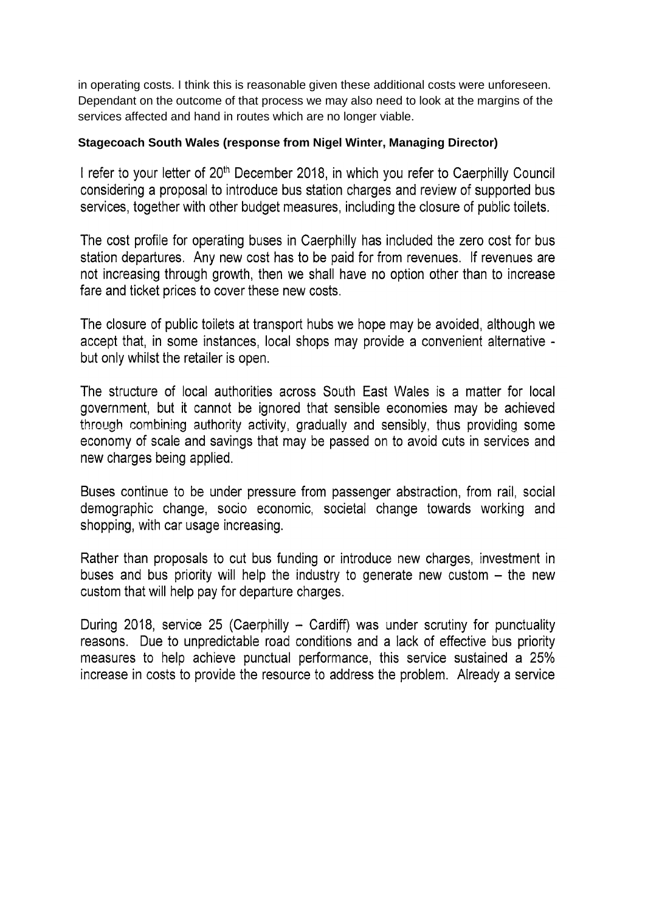in operating costs. I think this is reasonable given these additional costs were unforeseen. Dependant on the outcome of that process we may also need to look at the margins of the services affected and hand in routes which are no longer viable.

**Stagecoach South Wales (response from Nigel Winter, Managing Director)**

I refer to your letter of 20th December 2018, in which you refer to Caerphilly Council considering a proposal to introduce bus station charges and review of supported bus services, together with other budget measures, including the closure of public toilets.

The cost profile for operating buses in Caerphilly has included the zero cost for bus station departures. Any new cost has to be paid for from revenues. If revenues are not increasing through growth, then we shall have no option other than to increase fare and ticket prices to cover these new costs.

The closure of public toilets at transport hubs we hope may be avoided, although we accept that, in some instances, local shops may provide a convenient alternative - but only whilst the retailer is open.

The structure of local authorities across South East Wales is a matter for local government, but it cannot be ignored that sensible economies may be achieved through combining authority activity, gradually and sensibly, thus providing some economy of scale and savings that may be passed on to avoid cuts in services and new charges being applied.

Buses continue to be under pressure from passenger abstraction, from rail, social demographic change, socio economic, societal change towards working and shopping, with car usage increasing.

Rather than proposals to cut bus funding or introduce new charges, investment in buses and bus priority will help the industry to generate new custom – the new custom that will help pay for departure charges.

During 2018, service 25 (Caerphilly – Cardiff) was under scrutiny for punctuality reasons. Due to unpredictable road conditions and a lack of effective bus priority measures to help achieve punctual performance, this service sustained a 25% increase in costs to provide the resource to address the problem. Already a service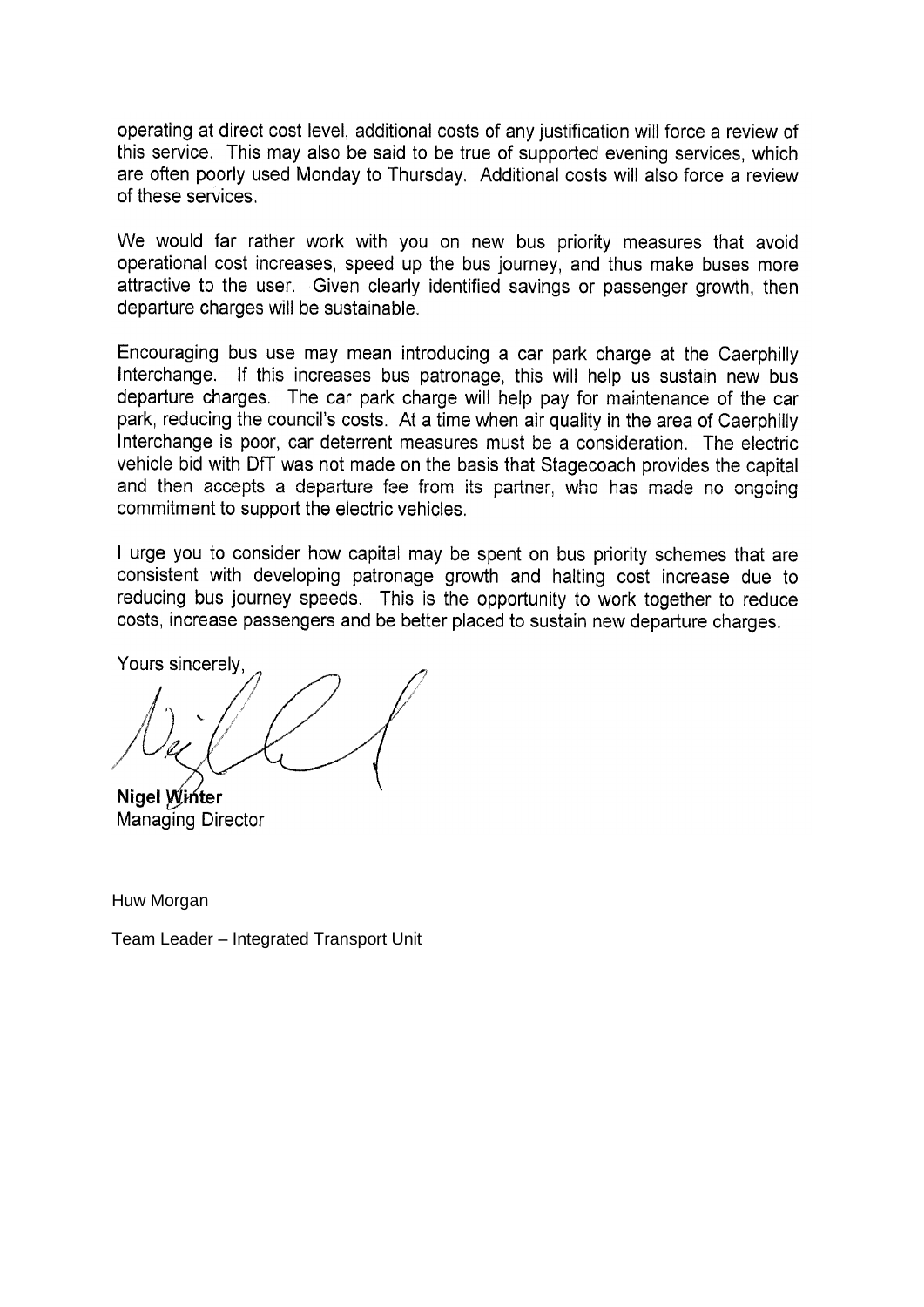operating at direct cost level, additional costs of any justification will force a review of this service. This may also be said to be true of supported evening services, which are often poorly used Monday to Thursday. Additional costs will also force a review of these services.

We would far rather work with you on new bus priority measures that avoid operational cost increases, speed up the bus journey, and thus make buses more attractive to the user. Given clearly identified savings or passenger growth, then departure charges will be sustainable.

Encouraging bus use may mean introducing a car park charge at the Caerphilly Interchange. If this increases bus patronage, this will help us sustain new bus departure charges. The car park charge will help pay for maintenance of the car park, reducing the council's costs. At a time when air quality in the area of Caerphilly Interchange is poor, car deterrent measures must be a consideration. The electric vehicle bid with DfT was not made on the basis that Stagecoach provides the capital and then accepts a departure fee from its partner, who has made no ongoing commitment to support the electric vehicles.

I urge you to consider how capital may be spent on bus priority schemes that are consistent with developing patronage growth and halting cost increase due to reducing bus journey speeds. This is the opportunity to work together to reduce costs, increase passengers and be better placed to sustain new departure charges.

Yours sincerely,

**Nigel Winter**
Managing Director

Huw Morgan

Team Leader – Integrated Transport Unit